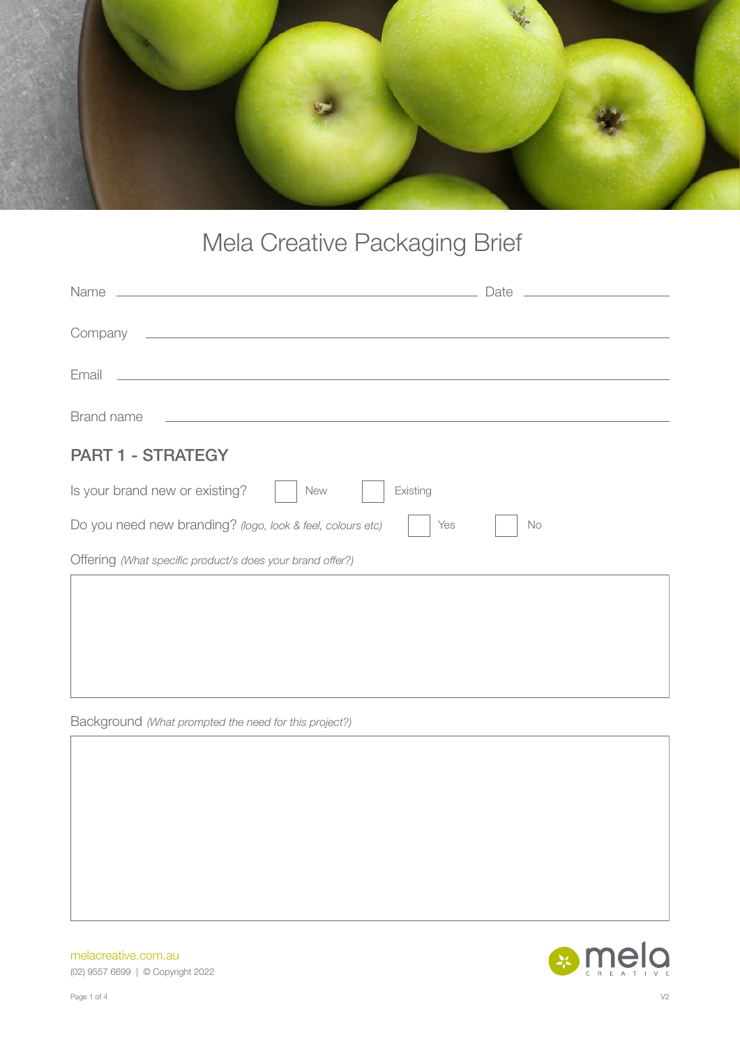# Mela Creative Packaging Brief

Name ______________________________ Date ______________

Company ______________________________

Email ______________________________

Brand name ______________________________

## PART 1 - STRATEGY

Is your brand new or existing? ☐ New ☐ Existing

Do you need new branding? *(logo, look & feel, colours etc)* ☐ Yes ☐ No

Offering *(What specific product/s does your brand offer?)*

Background *(What prompted the need for this project?)*

melacreative.com.au
(02) 9557 6699 | © Copyright 2022

V2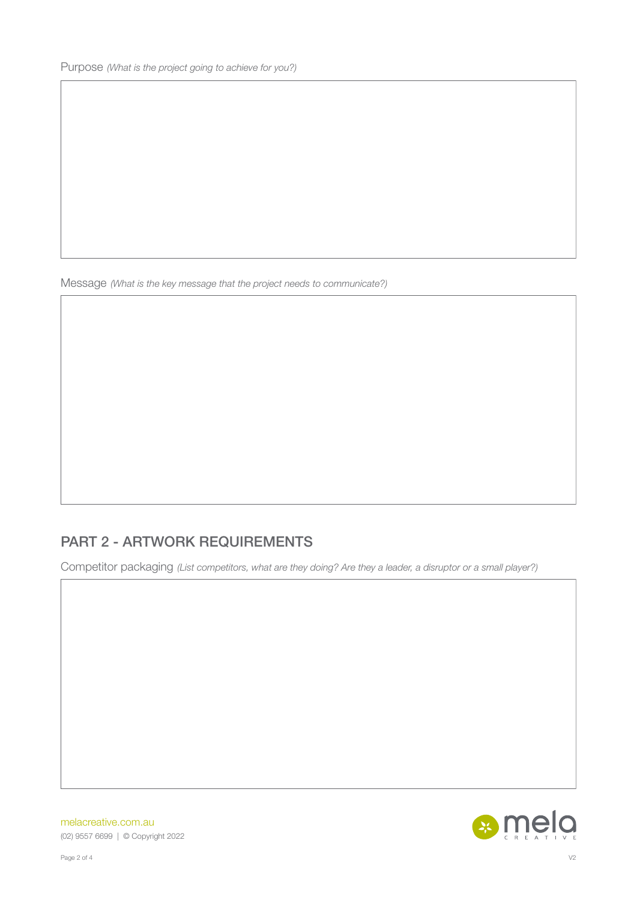Purpose *(What is the project going to achieve for you?)*

Message *(What is the key message that the project needs to communicate?)*

## PART 2 - ARTWORK REQUIREMENTS

Competitor packaging *(List competitors, what are they doing? Are they a leader, a disruptor or a small player?)*

melacreative.com.au
(02) 9557 6699 | © Copyright 2022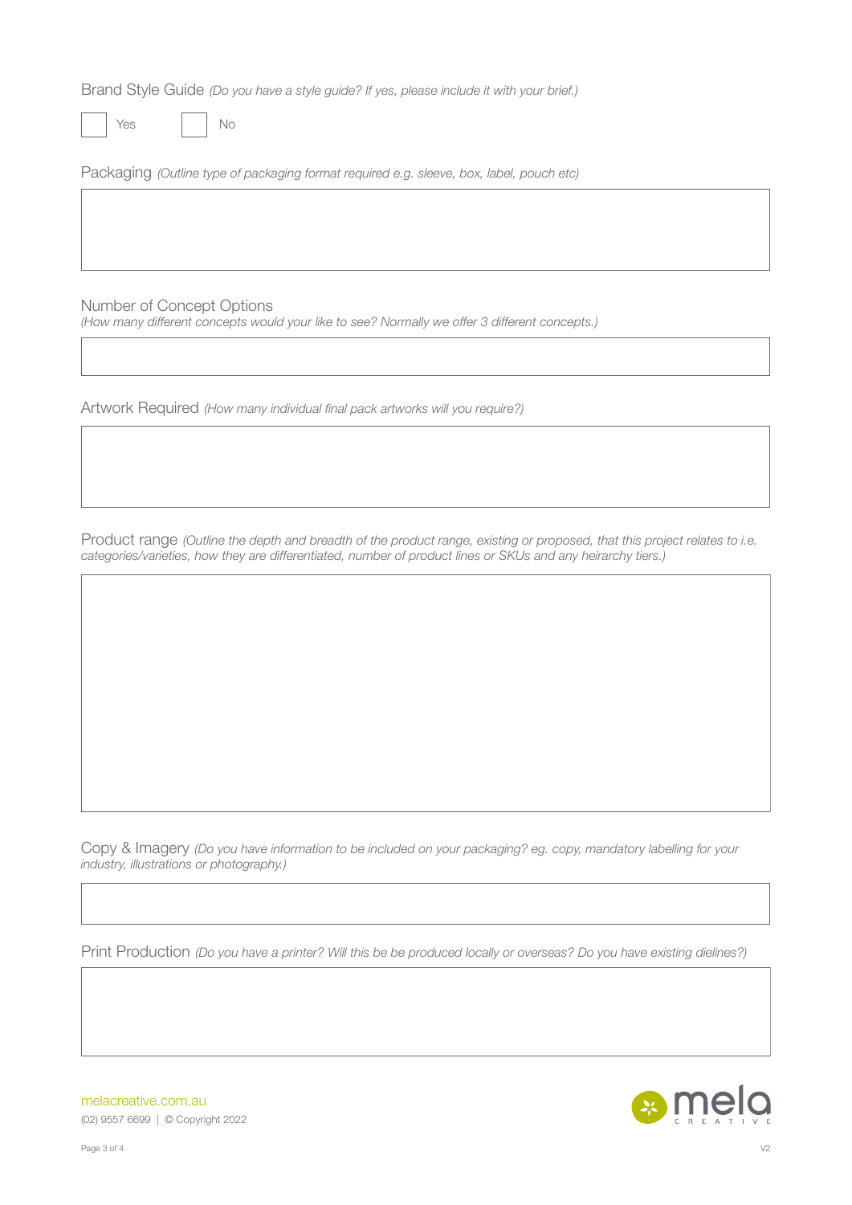Brand Style Guide *(Do you have a style guide? If yes, please include it with your brief.)*

☐ Yes ☐ No

Packaging *(Outline type of packaging format required e.g. sleeve, box, label, pouch etc)*

Number of Concept Options
*(How many different concepts would your like to see? Normally we offer 3 different concepts.)*

Artwork Required *(How many individual final pack artworks will you require?)*

Product range *(Outline the depth and breadth of the product range, existing or proposed, that this project relates to i.e. categories/varieties, how they are differentiated, number of product lines or SKUs and any heirarchy tiers.)*

Copy & Imagery *(Do you have information to be included on your packaging? eg. copy, mandatory labelling for your industry, illustrations or photography.)*

Print Production *(Do you have a printer? Will this be be produced locally or overseas? Do you have existing dielines?)*

melacreative.com.au
(02) 9557 6699 | © Copyright 2022

mela CREATIVE

V2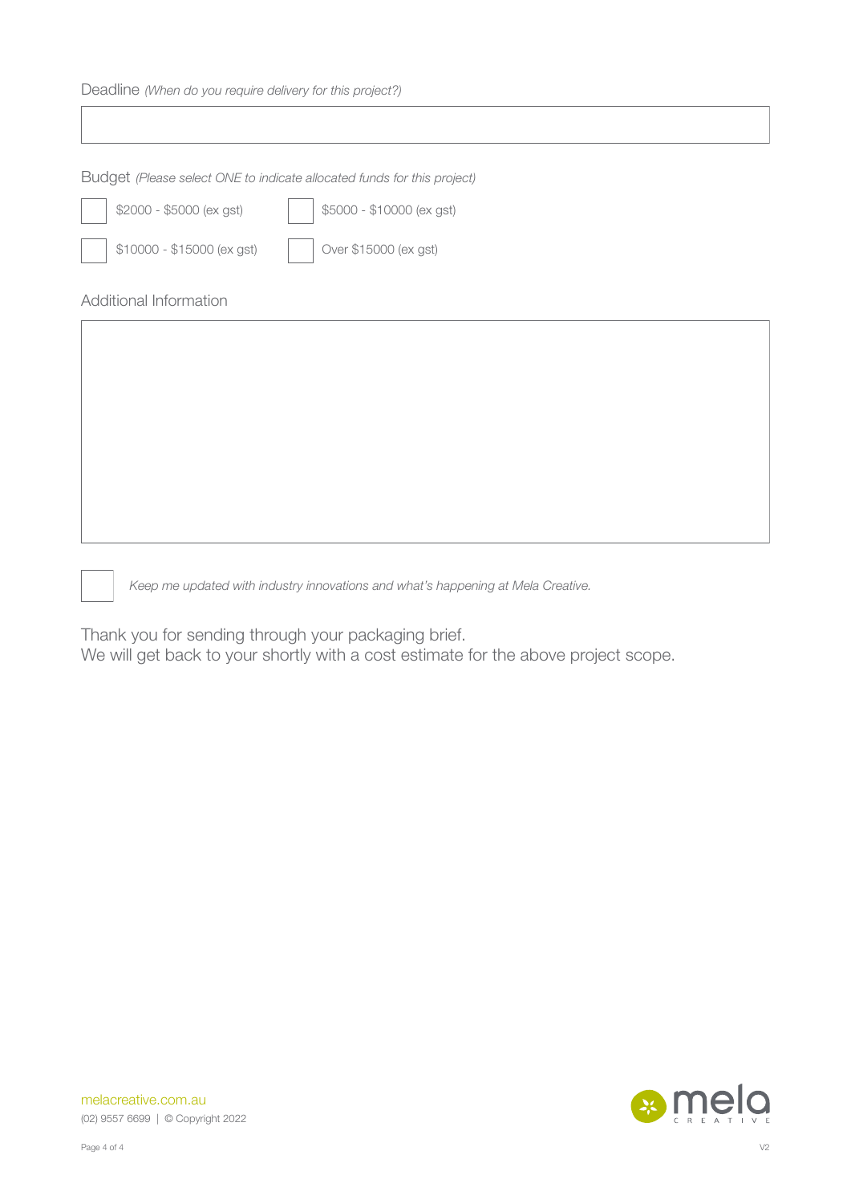Deadline *(When do you require delivery for this project?)*

Budget *(Please select ONE to indicate allocated funds for this project)*

- [ ] $2000 - $5000 (ex gst)
- [ ] $5000 - $10000 (ex gst)
- [ ] $10000 - $15000 (ex gst)
- [ ] Over $15000 (ex gst)

Additional Information

- [ ] *Keep me updated with industry innovations and what's happening at Mela Creative.*

Thank you for sending through your packaging brief.
We will get back to your shortly with a cost estimate for the above project scope.

melacreative.com.au
(02) 9557 6699 | © Copyright 2022

mela CREATIVE

V2